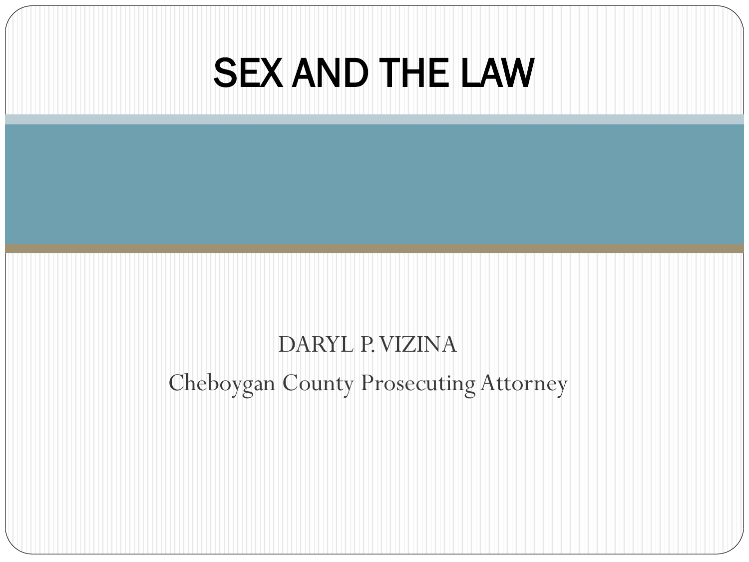# SEX AND THE LAW

DARYL P. VIZINA

Cheboygan County Prosecuting Attorney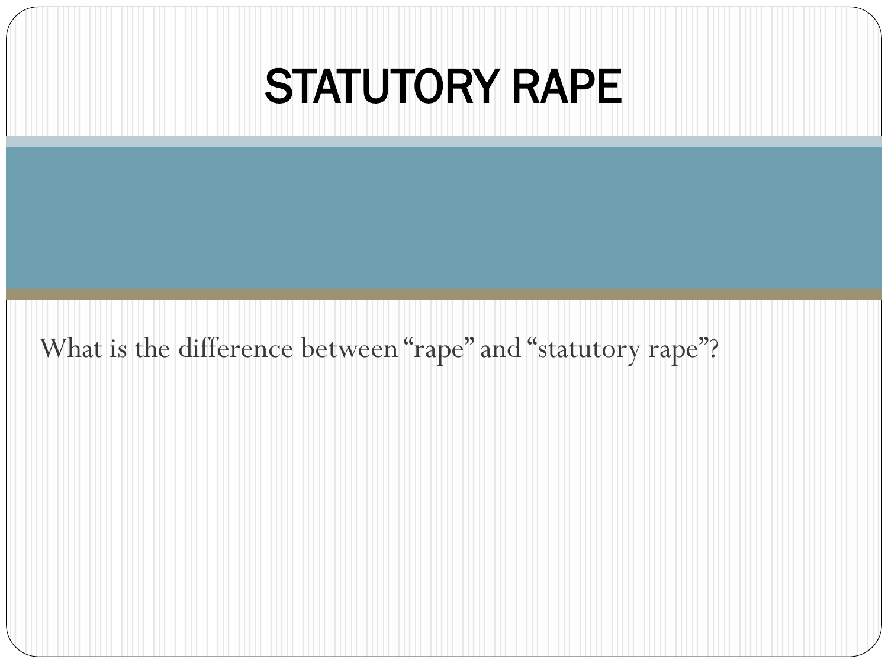# STATUTORY RAPE

What is the difference between "rape" and "statutory rape"?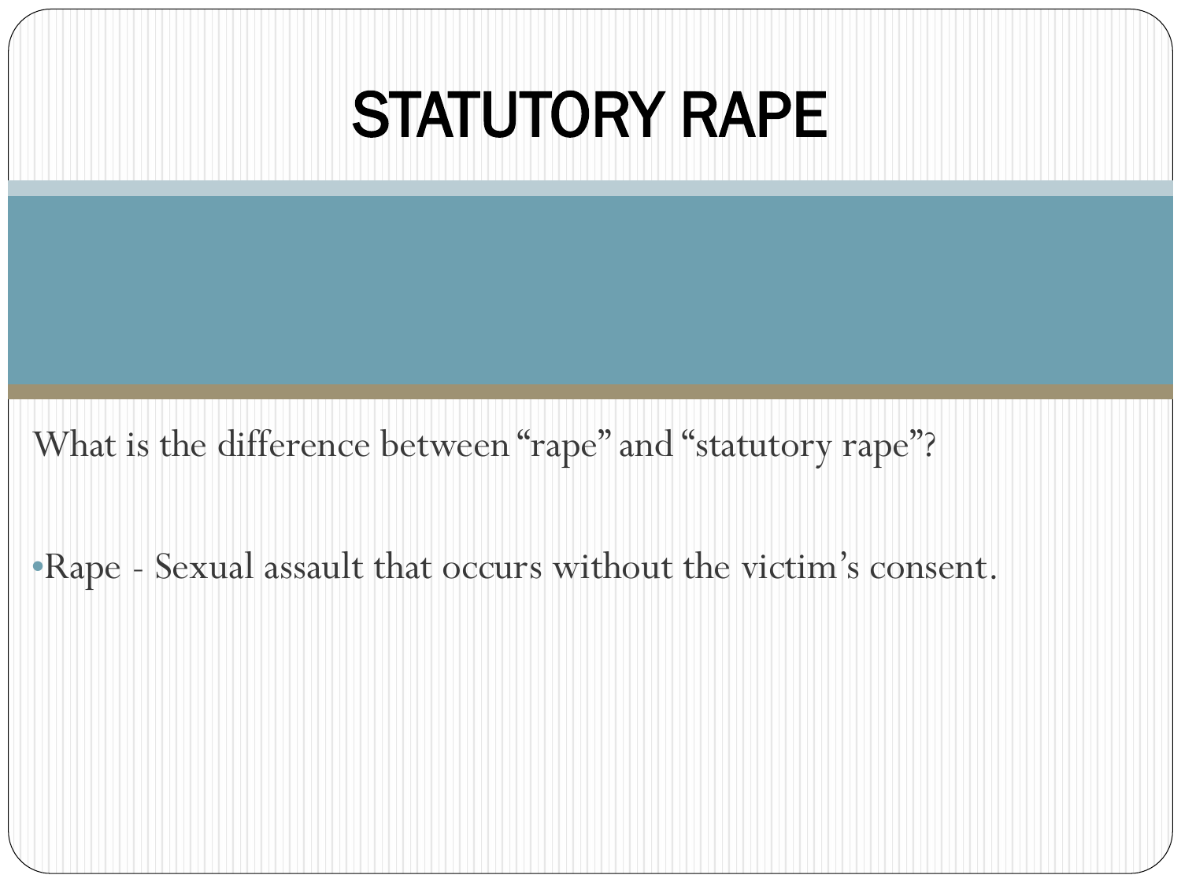# STATUTORY RAPE

What is the difference between "rape" and "statutory rape"?

- Rape - Sexual assault that occurs without the victim's consent.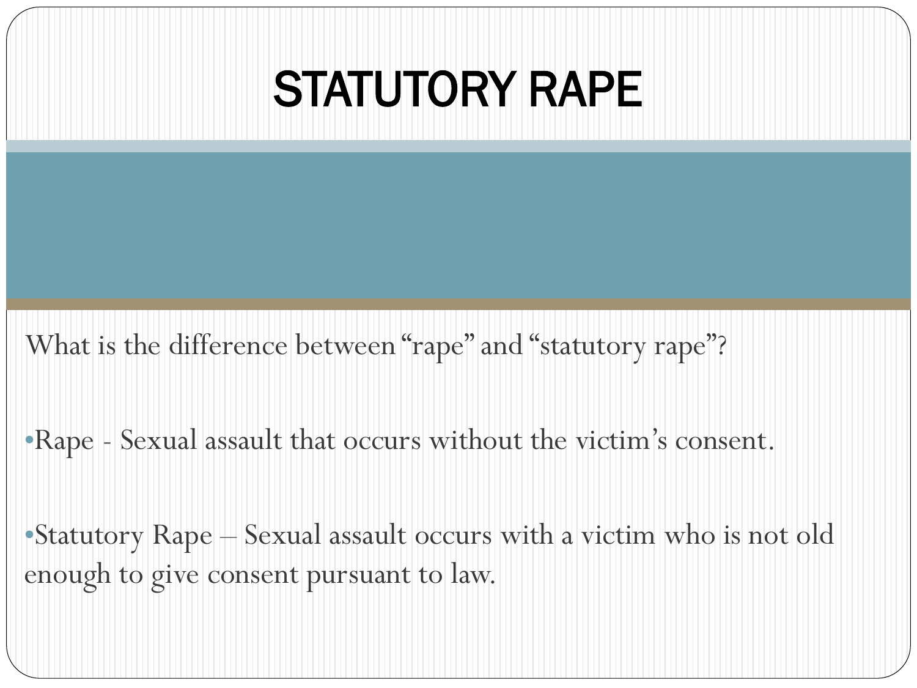# STATUTORY RAPE

What is the difference between "rape" and "statutory rape"?

- Rape - Sexual assault that occurs without the victim's consent.

- Statutory Rape – Sexual assault occurs with a victim who is not old enough to give consent pursuant to law.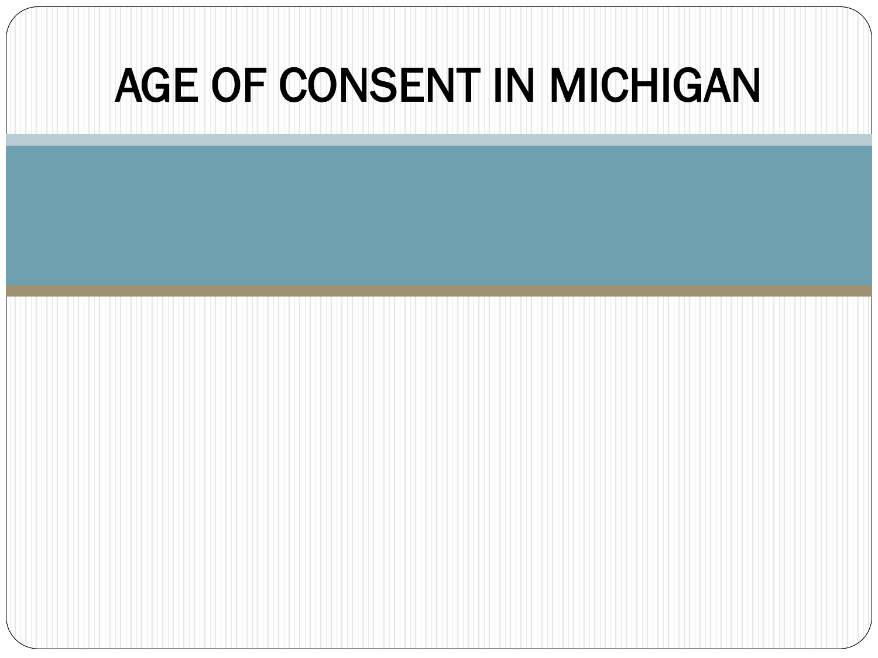# AGE OF CONSENT IN MICHIGAN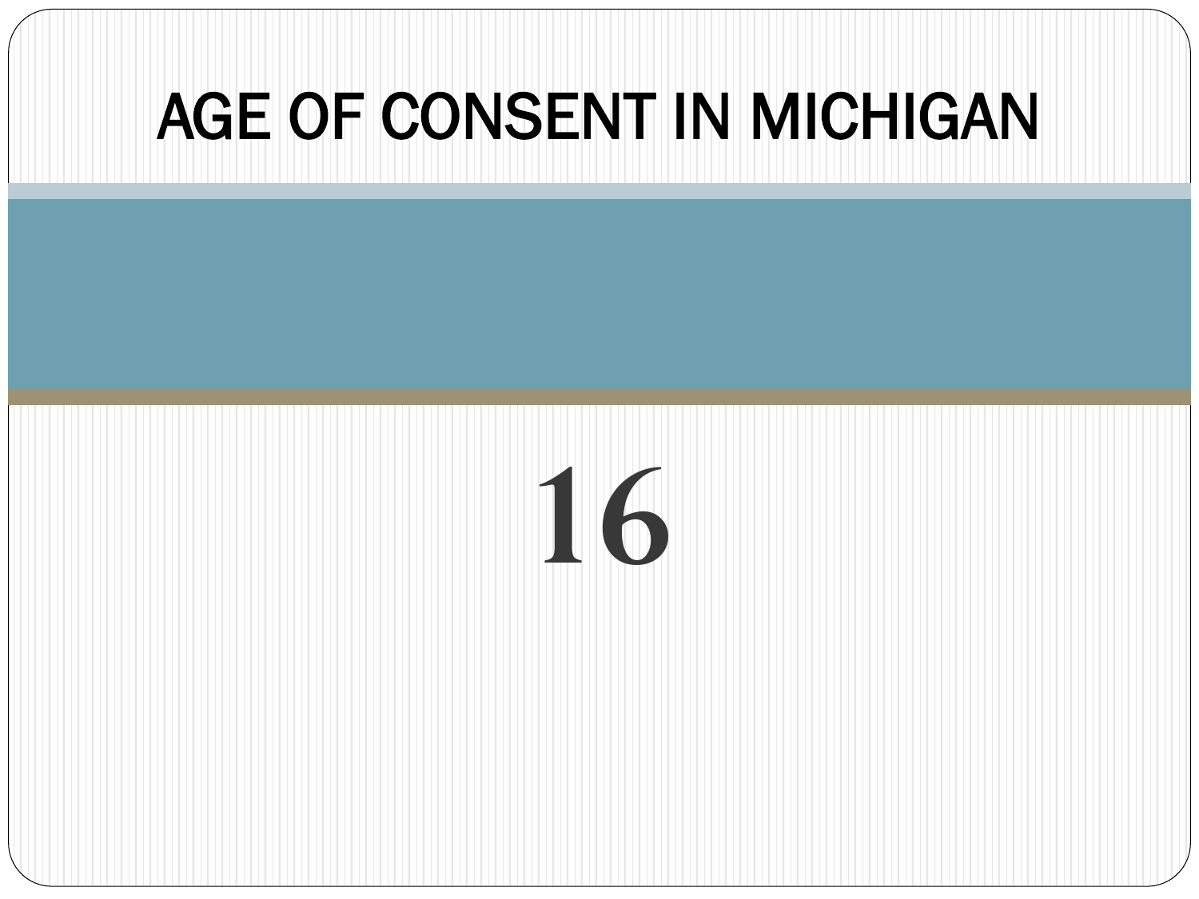# AGE OF CONSENT IN MICHIGAN

16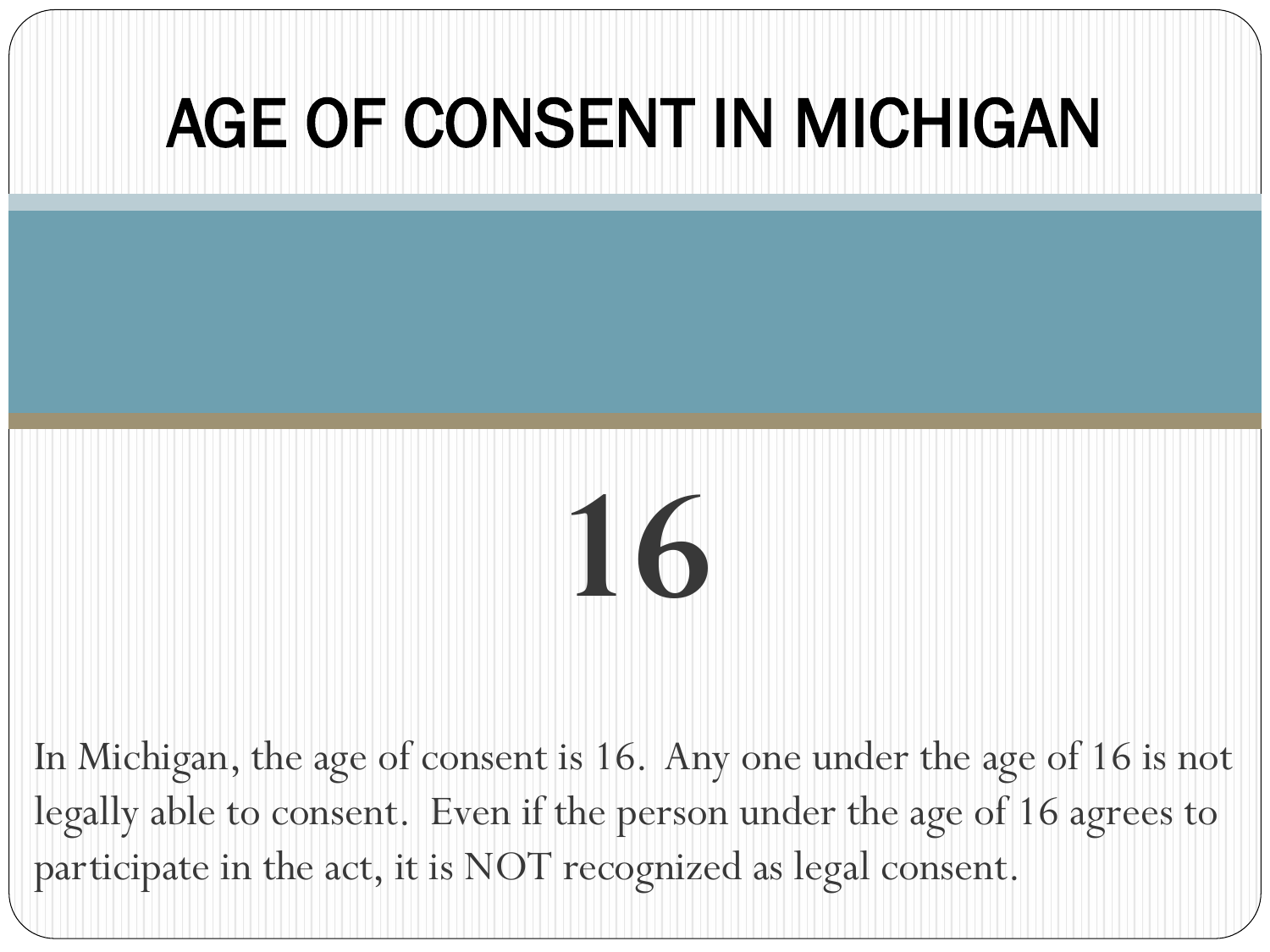# AGE OF CONSENT IN MICHIGAN

**16**

In Michigan, the age of consent is 16. Any one under the age of 16 is not legally able to consent. Even if the person under the age of 16 agrees to participate in the act, it is NOT recognized as legal consent.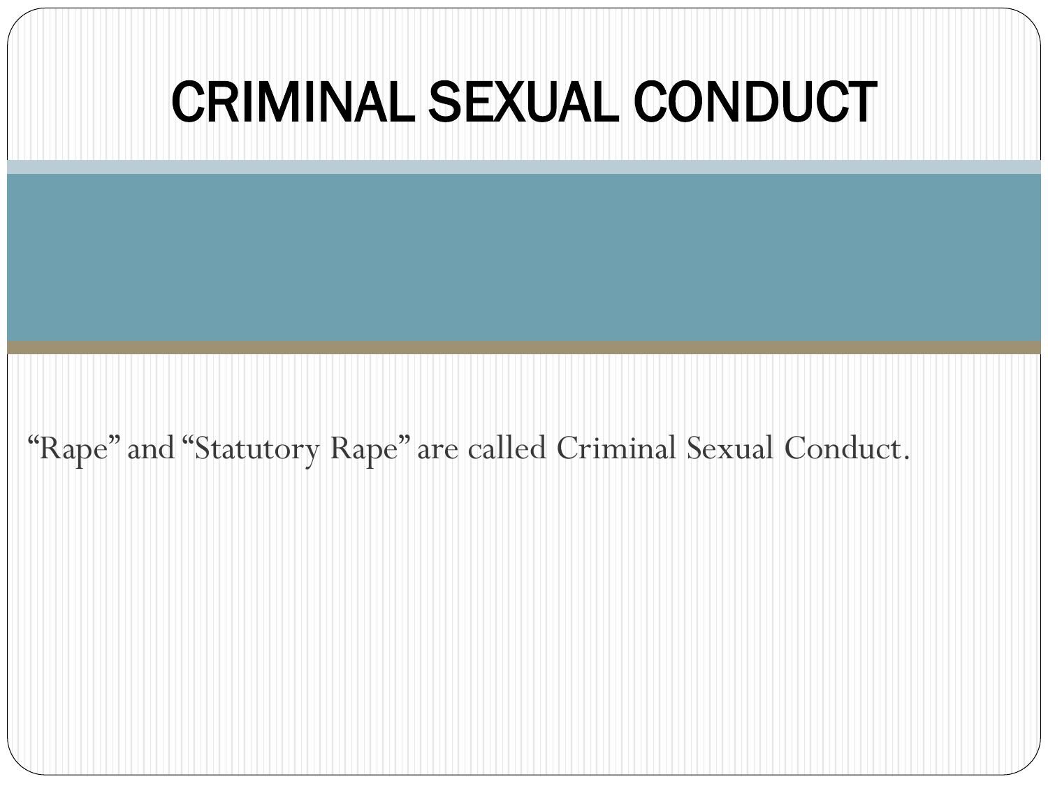# CRIMINAL SEXUAL CONDUCT

"Rape" and "Statutory Rape" are called Criminal Sexual Conduct.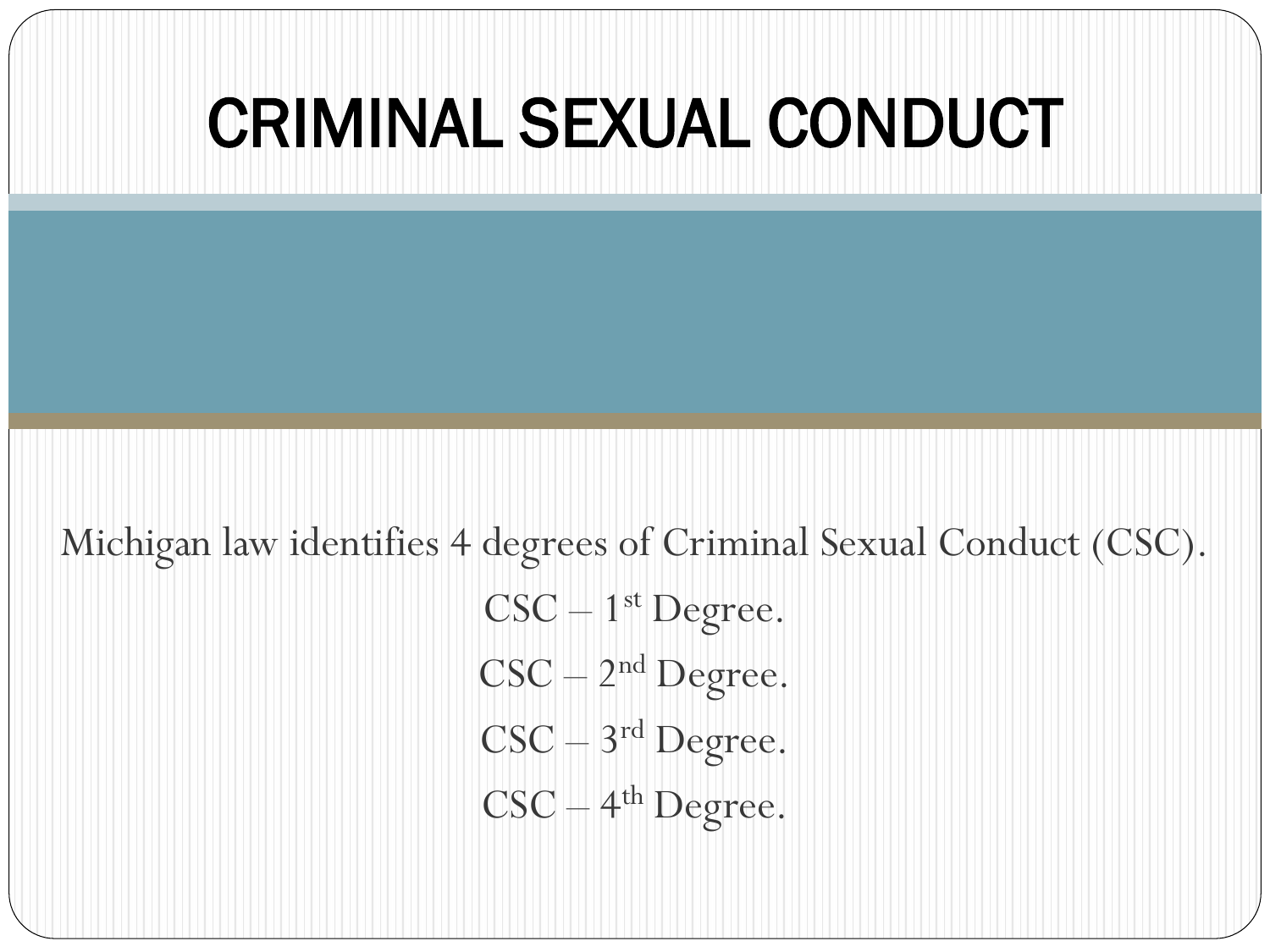# CRIMINAL SEXUAL CONDUCT

Michigan law identifies 4 degrees of Criminal Sexual Conduct (CSC).

CSC – 1st Degree.

CSC – 2nd Degree.

CSC – 3rd Degree.

CSC – 4th Degree.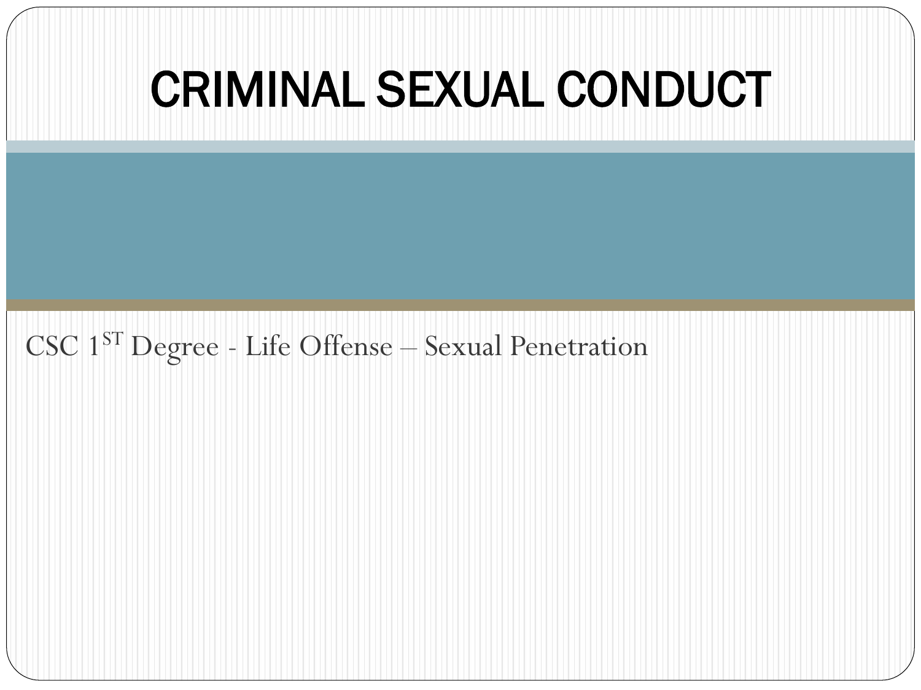# CRIMINAL SEXUAL CONDUCT

CSC 1ST Degree - Life Offense – Sexual Penetration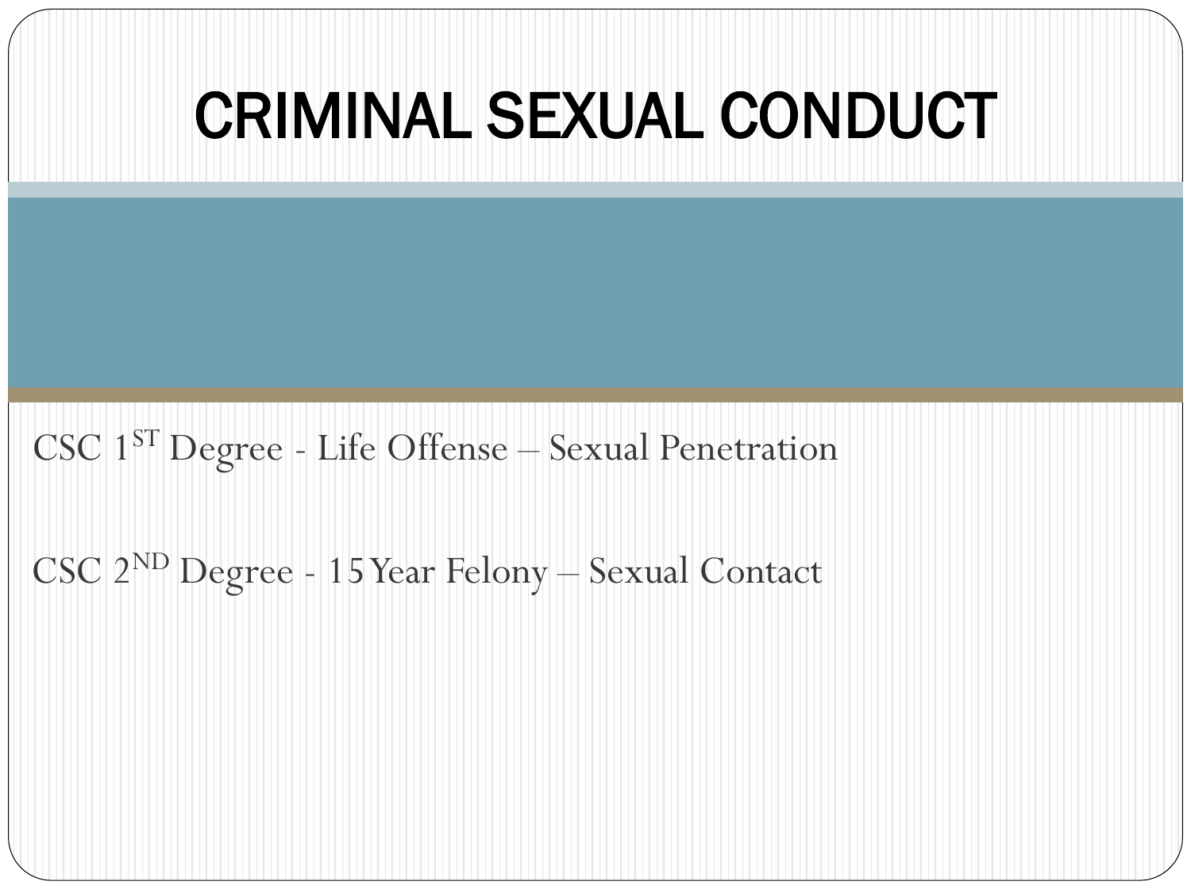# CRIMINAL SEXUAL CONDUCT

CSC 1ST Degree - Life Offense – Sexual Penetration

CSC 2ND Degree - 15 Year Felony – Sexual Contact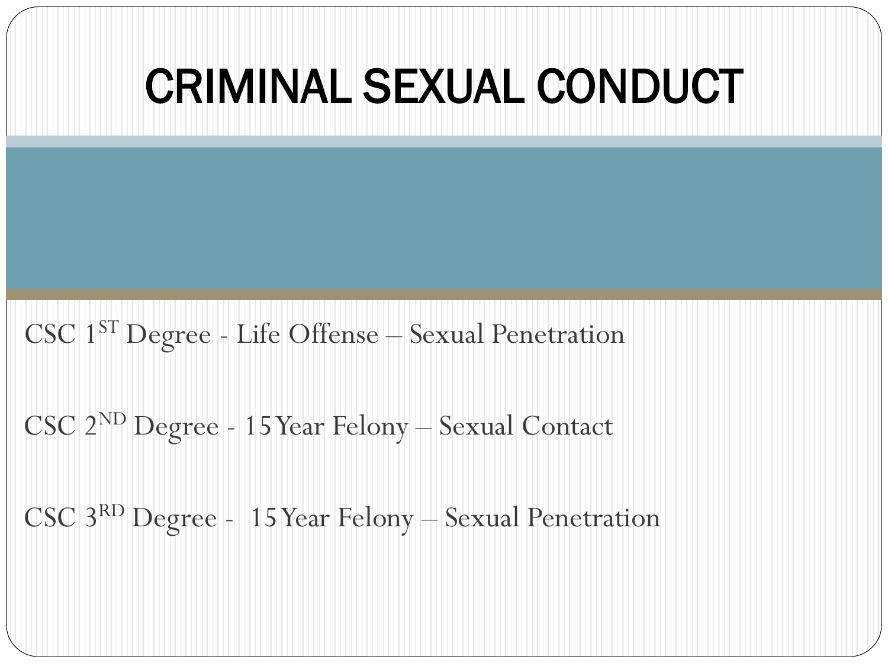# CRIMINAL SEXUAL CONDUCT

CSC 1ST Degree - Life Offense – Sexual Penetration

CSC 2ND Degree - 15 Year Felony – Sexual Contact

CSC 3RD Degree - 15 Year Felony – Sexual Penetration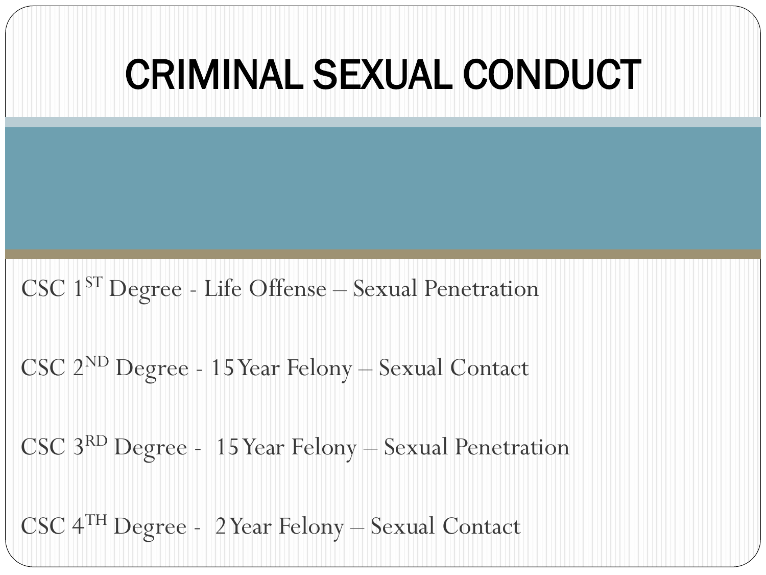# CRIMINAL SEXUAL CONDUCT

CSC 1ST Degree - Life Offense – Sexual Penetration

CSC 2ND Degree - 15 Year Felony – Sexual Contact

CSC 3RD Degree - 15 Year Felony – Sexual Penetration

CSC 4TH Degree - 2 Year Felony – Sexual Contact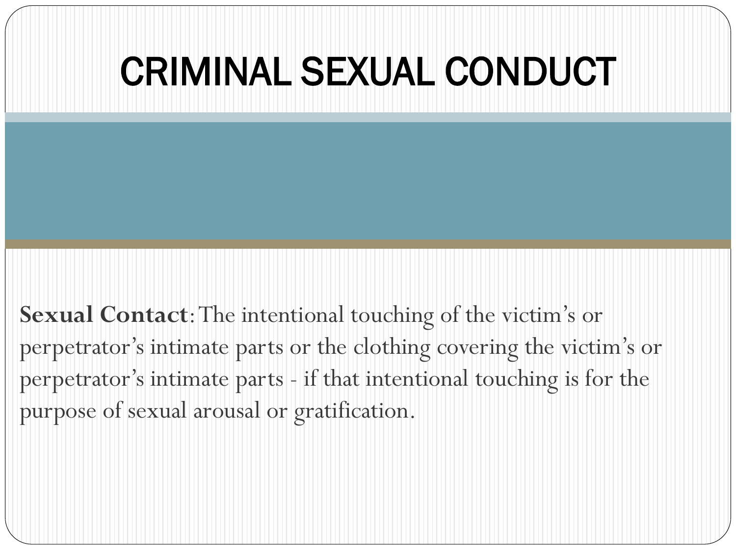# CRIMINAL SEXUAL CONDUCT

**Sexual Contact**: The intentional touching of the victim's or perpetrator's intimate parts or the clothing covering the victim's or perpetrator's intimate parts - if that intentional touching is for the purpose of sexual arousal or gratification.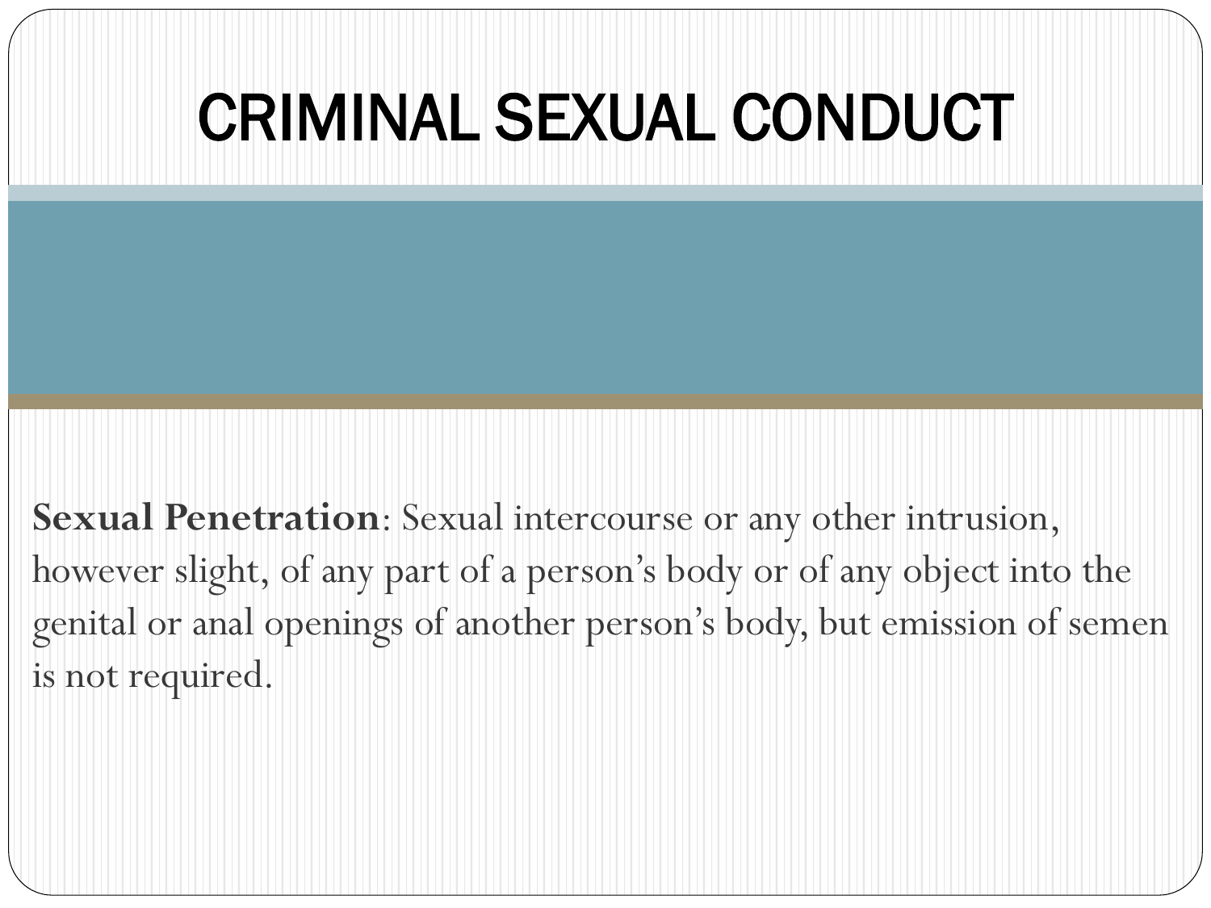# CRIMINAL SEXUAL CONDUCT

**Sexual Penetration**: Sexual intercourse or any other intrusion, however slight, of any part of a person's body or of any object into the genital or anal openings of another person's body, but emission of semen is not required.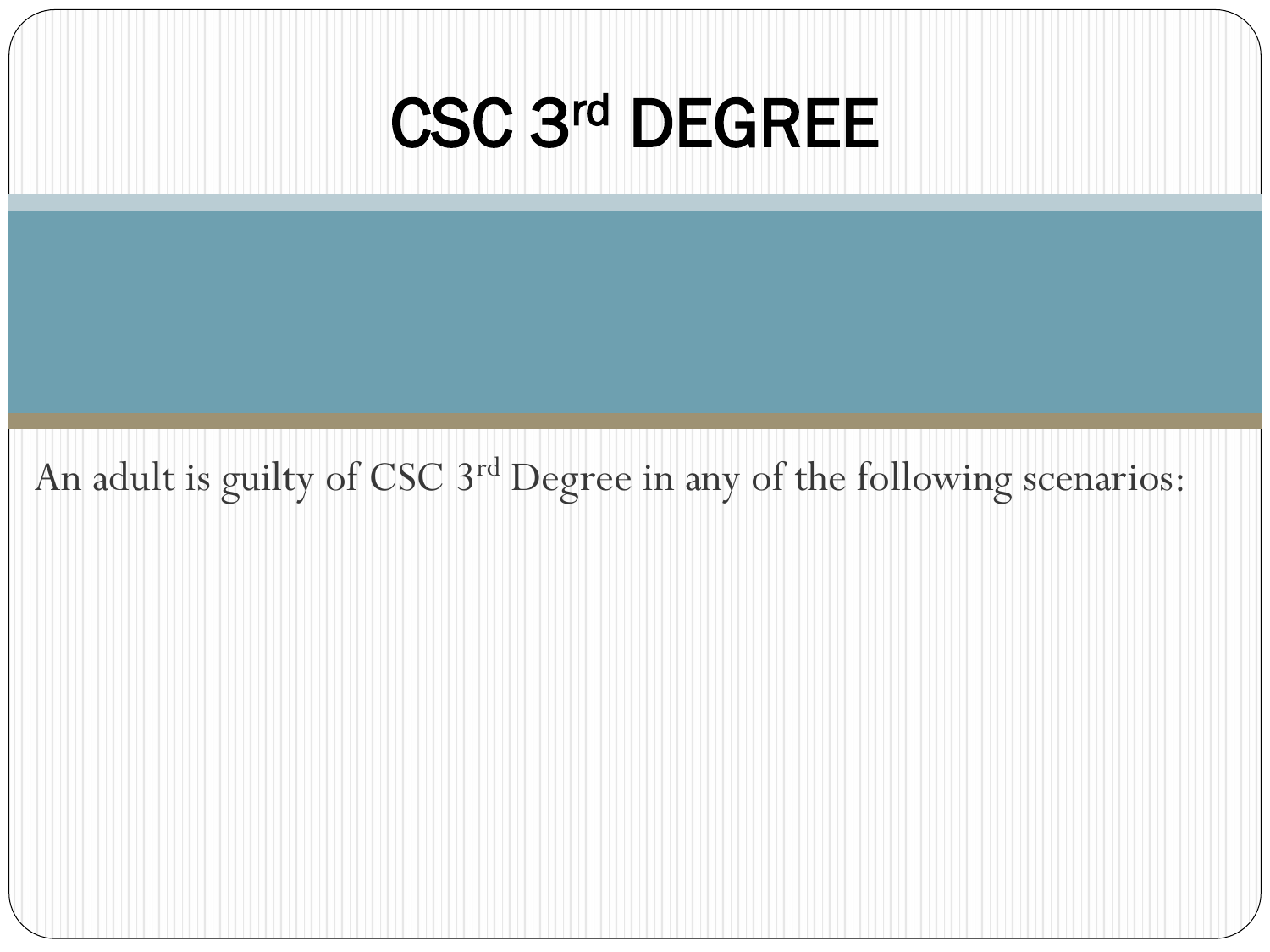# CSC 3rd DEGREE

An adult is guilty of CSC 3rd Degree in any of the following scenarios: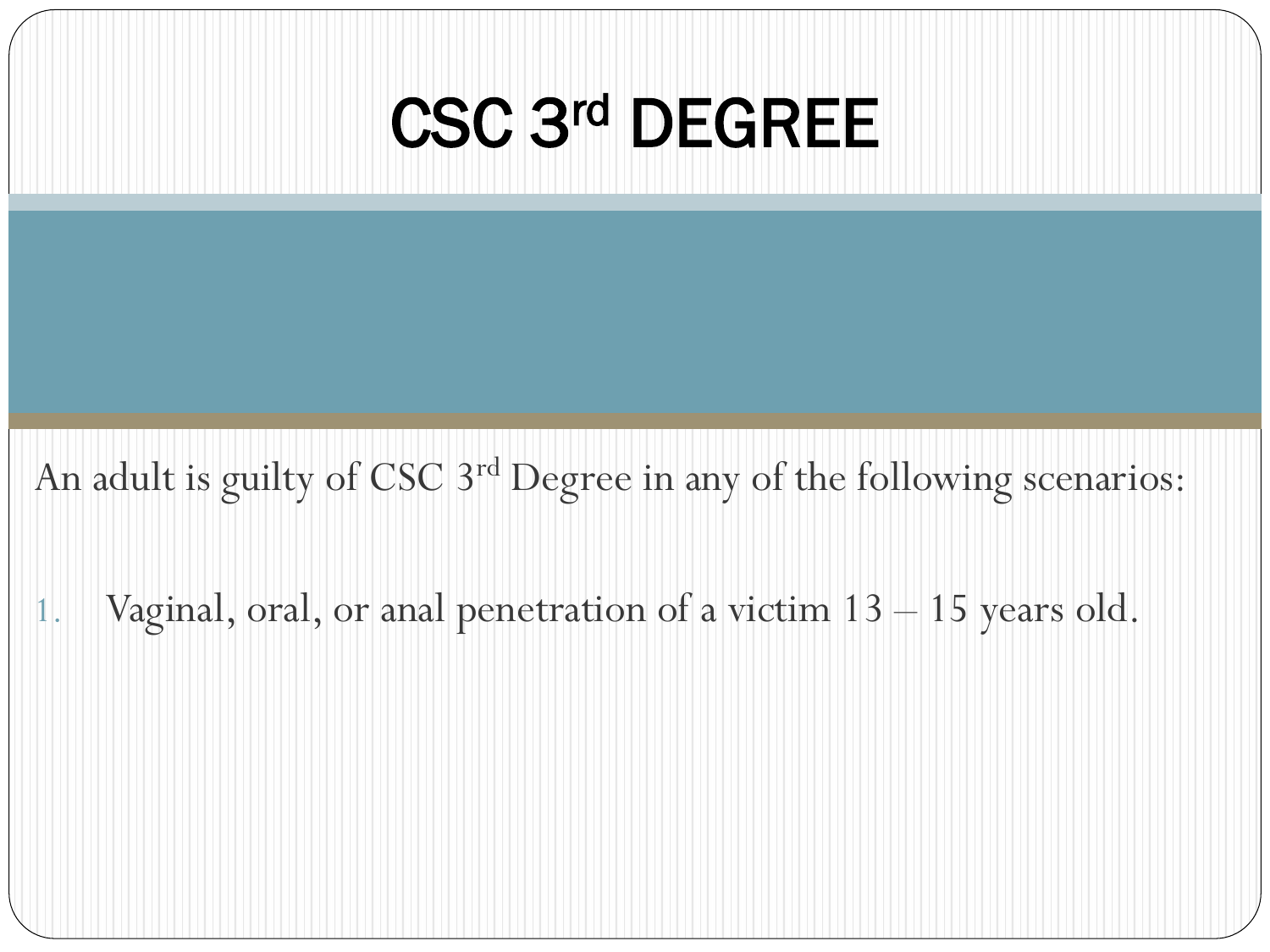# CSC 3rd DEGREE

An adult is guilty of CSC 3rd Degree in any of the following scenarios:

1. Vaginal, oral, or anal penetration of a victim 13 – 15 years old.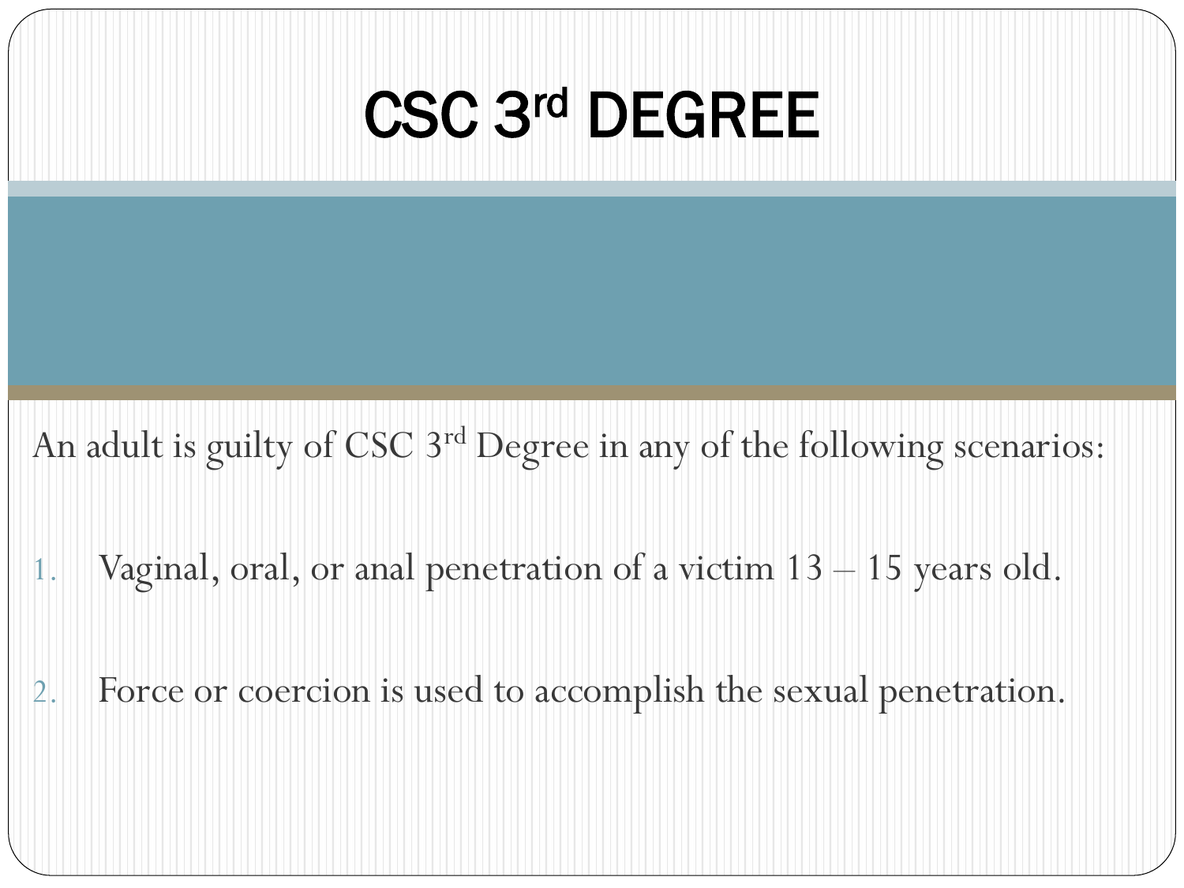# CSC 3rd DEGREE

An adult is guilty of CSC 3rd Degree in any of the following scenarios:

1. Vaginal, oral, or anal penetration of a victim 13 – 15 years old.
2. Force or coercion is used to accomplish the sexual penetration.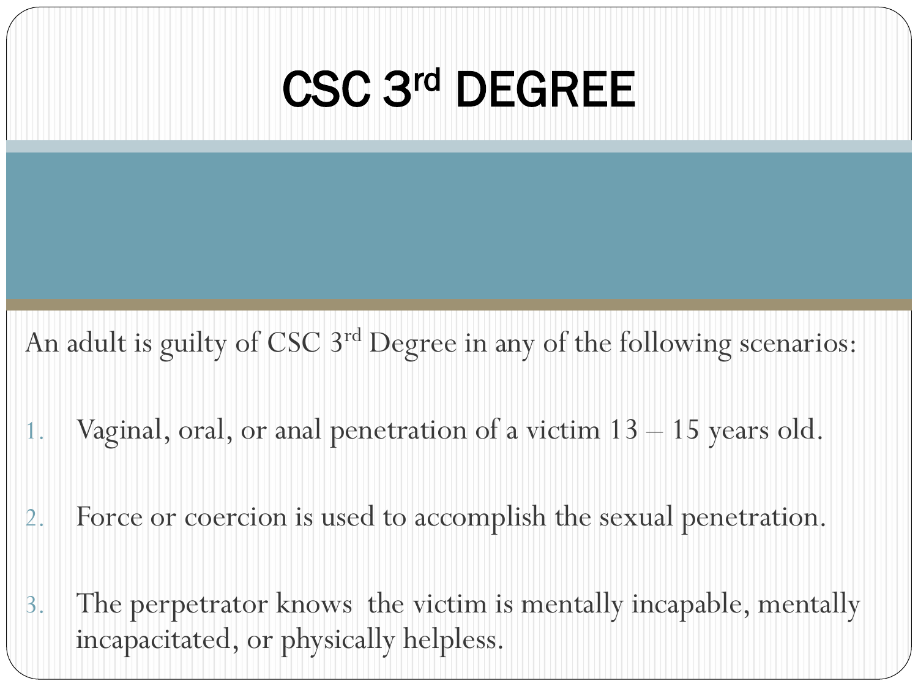# CSC 3rd DEGREE

An adult is guilty of CSC 3rd Degree in any of the following scenarios:

1. Vaginal, oral, or anal penetration of a victim 13 – 15 years old.
2. Force or coercion is used to accomplish the sexual penetration.
3. The perpetrator knows the victim is mentally incapable, mentally incapacitated, or physically helpless.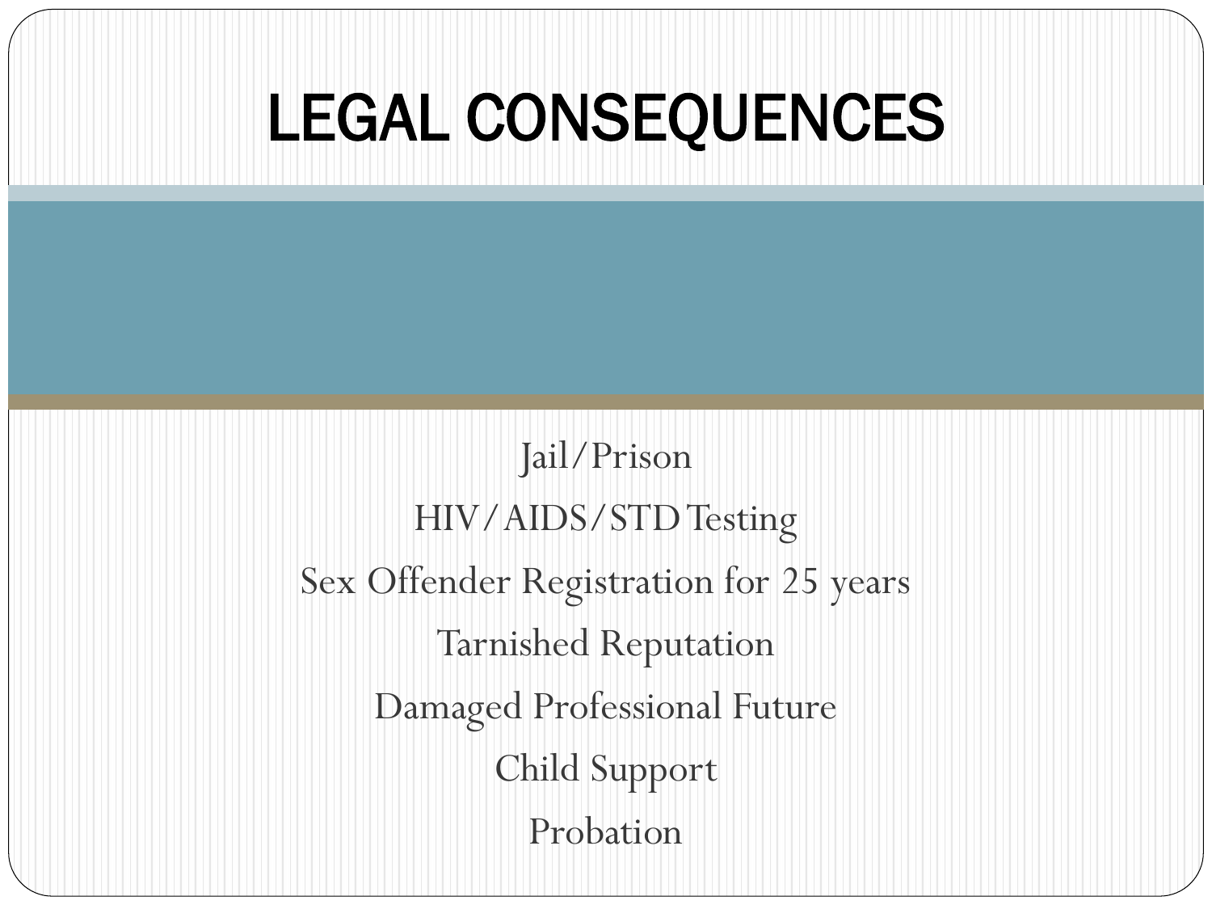# LEGAL CONSEQUENCES

Jail/Prison

HIV/AIDS/STD Testing

Sex Offender Registration for 25 years

Tarnished Reputation

Damaged Professional Future

Child Support

Probation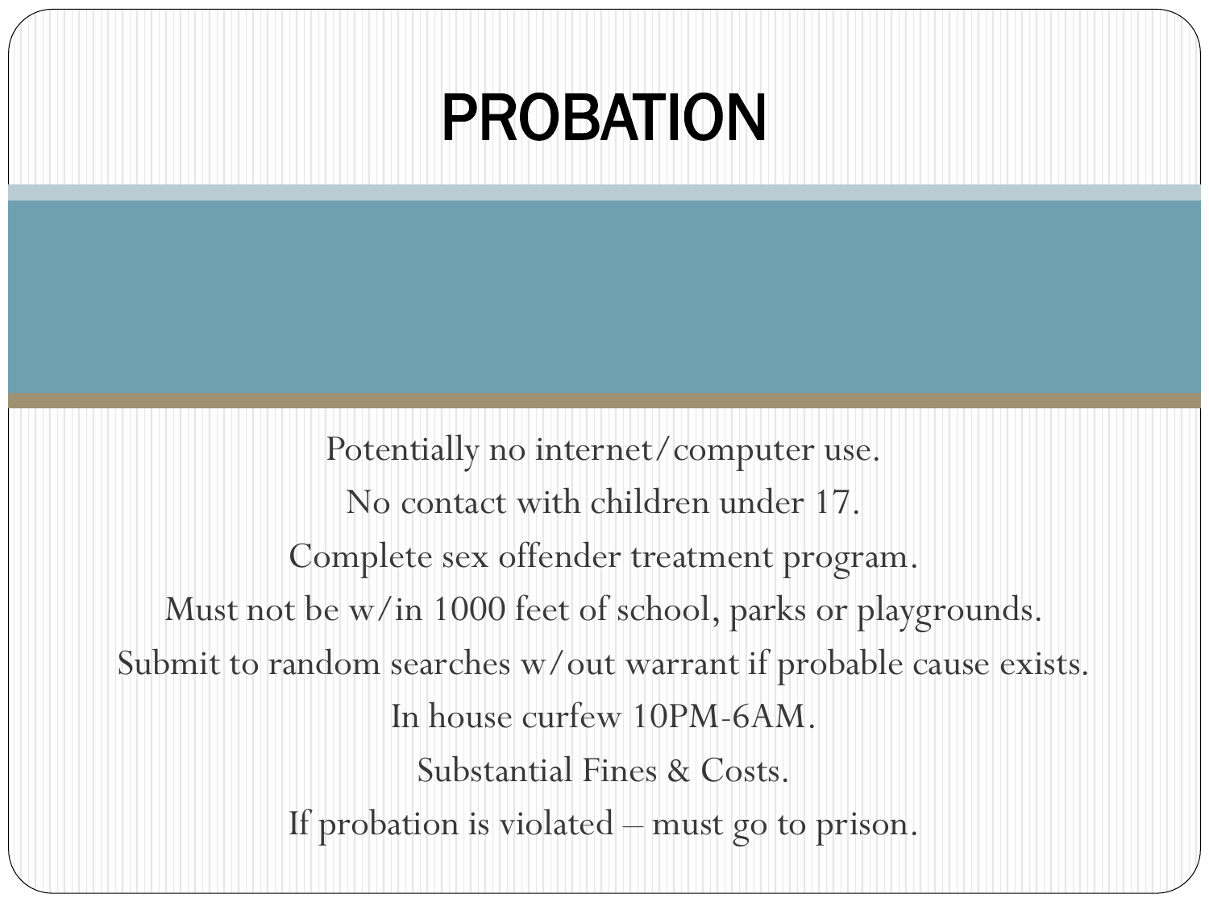# PROBATION

Potentially no internet/computer use.

No contact with children under 17.

Complete sex offender treatment program.

Must not be w/in 1000 feet of school, parks or playgrounds.

Submit to random searches w/out warrant if probable cause exists.

In house curfew 10PM-6AM.

Substantial Fines & Costs.

If probation is violated – must go to prison.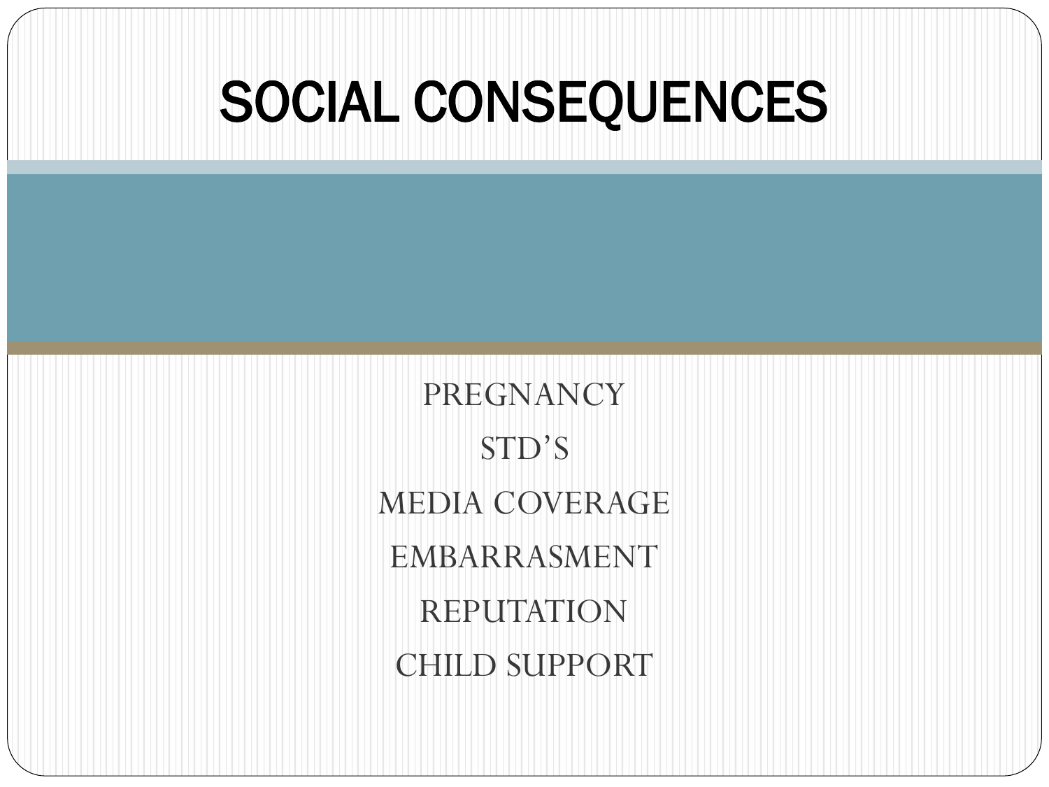# SOCIAL CONSEQUENCES

PREGNANCY

STD'S

MEDIA COVERAGE

EMBARRASMENT

REPUTATION

CHILD SUPPORT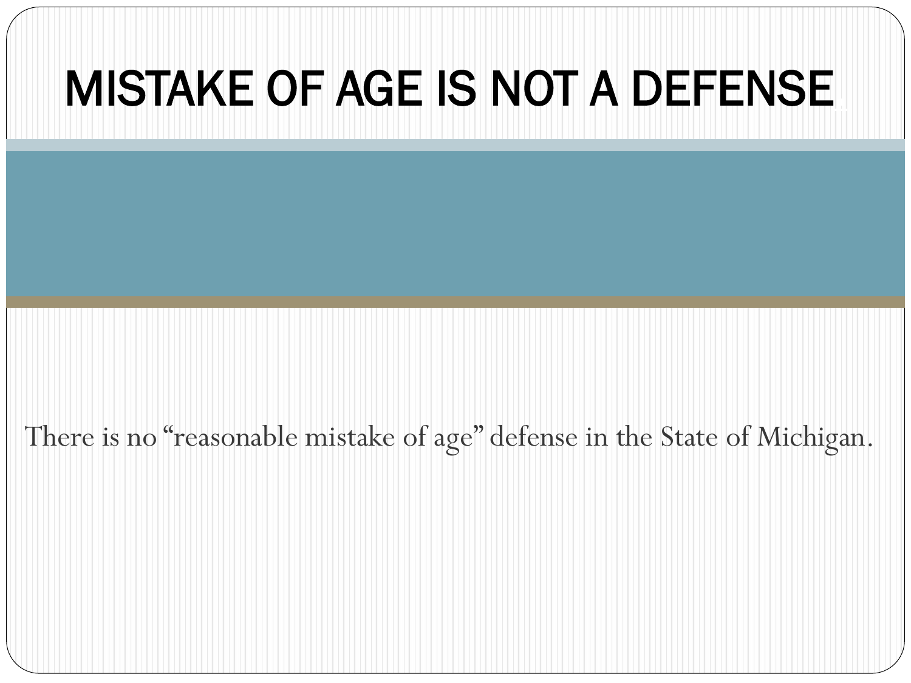# MISTAKE OF AGE IS NOT A DEFENSE

There is no "reasonable mistake of age" defense in the State of Michigan.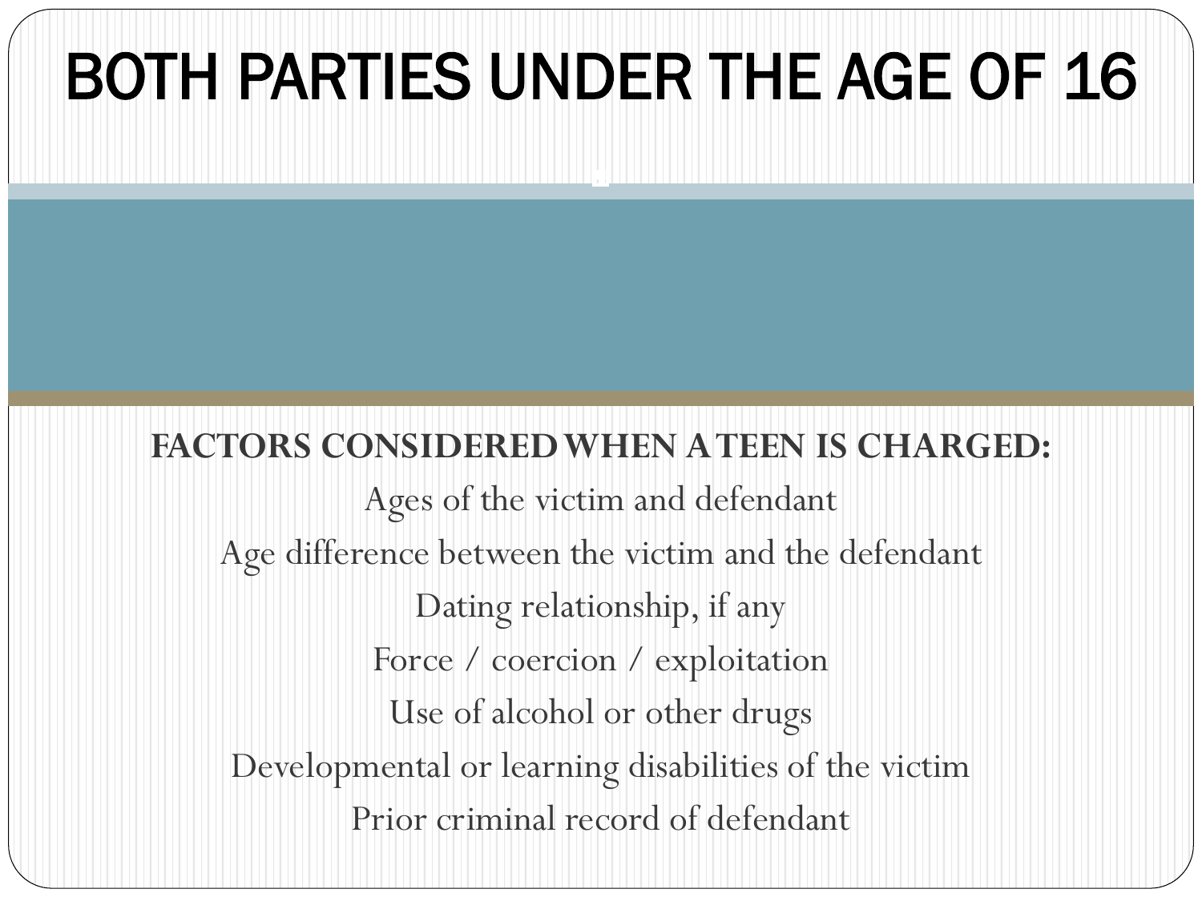# BOTH PARTIES UNDER THE AGE OF 16

**FACTORS CONSIDERED WHEN A TEEN IS CHARGED:**

Ages of the victim and defendant

Age difference between the victim and the defendant

Dating relationship, if any

Force / coercion / exploitation

Use of alcohol or other drugs

Developmental or learning disabilities of the victim

Prior criminal record of defendant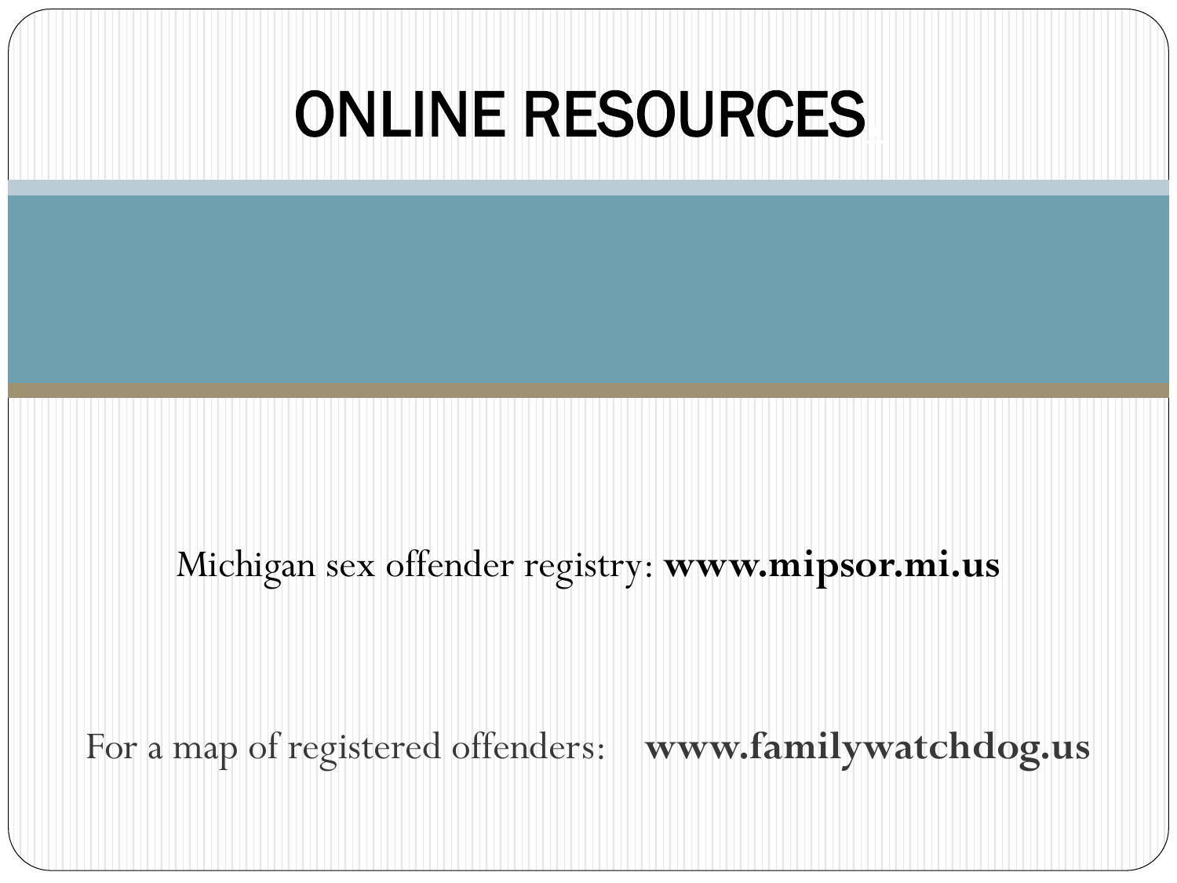# ONLINE RESOURCES

Michigan sex offender registry: **www.mipsor.mi.us**

For a map of registered offenders: **www.familywatchdog.us**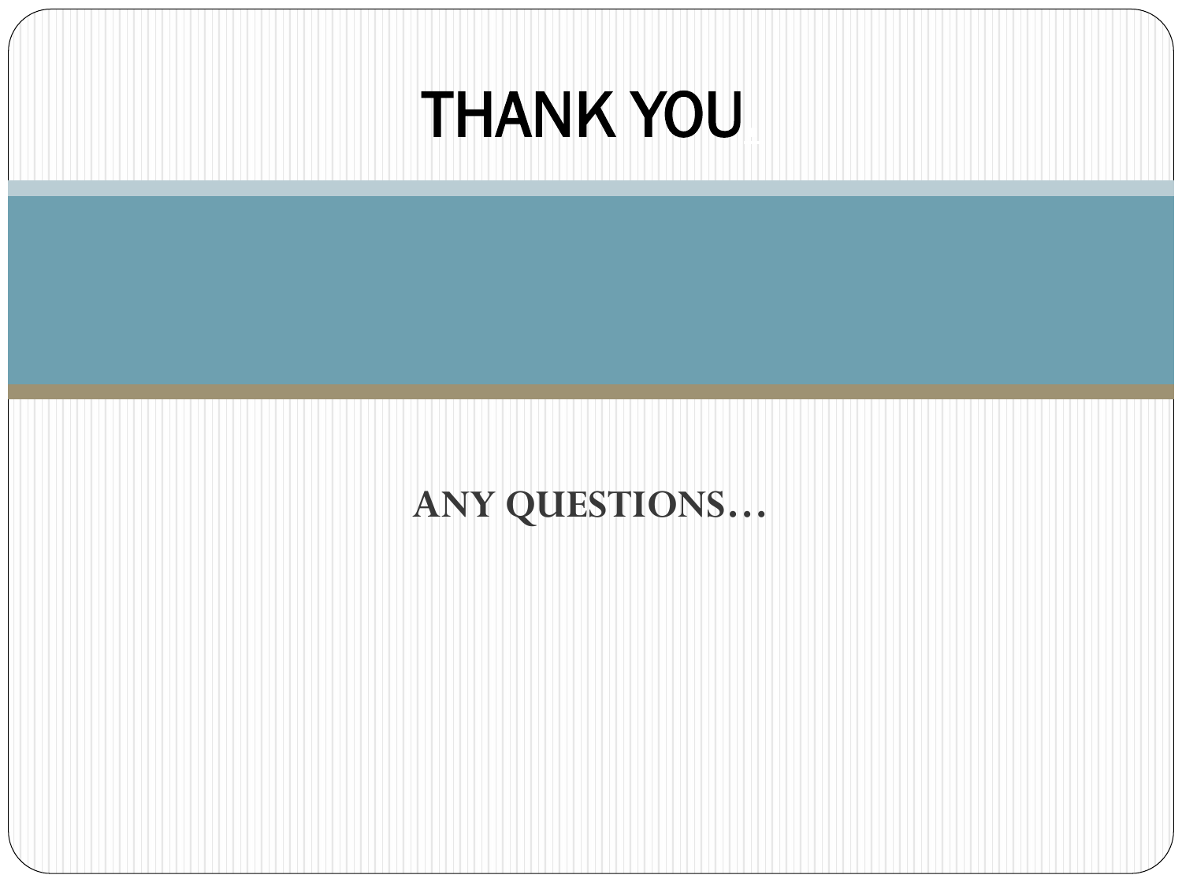# THANK YOU

**ANY QUESTIONS…**